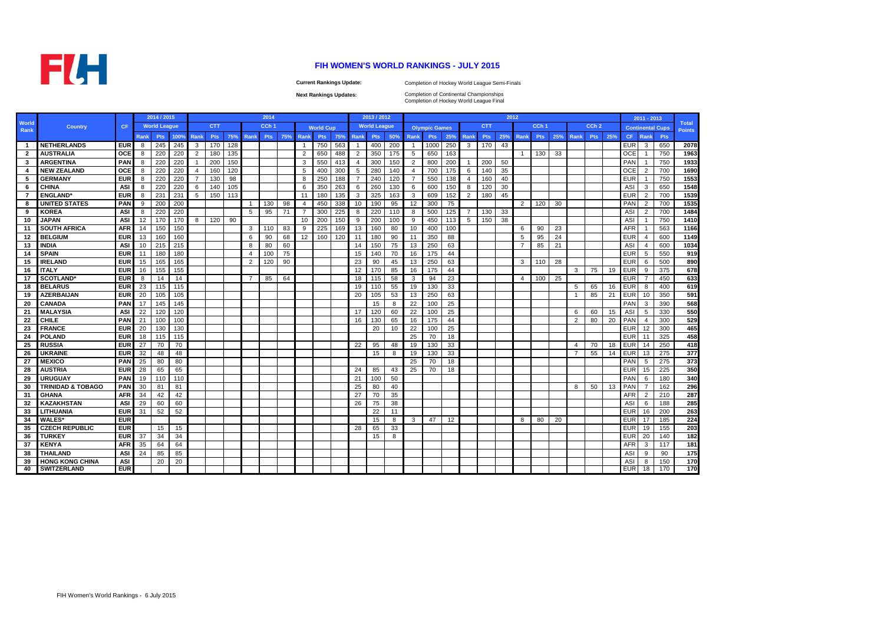# FIH WOMEN'S WORLD RANKINGS - JULY 2015

**Current Rankings Update:** Completion of Hockey World League Semi-Finals

**Next Rankings Updates:** Completion of Continental Championships
Completion of Hockey World League Final

| World Rank | Country | CF | 2014 / 2015 | | | 2014 | | | | | | | | | 2013 / 2012 | | | 2012 | | | | | | | | | | | | 2011 - 2013 | | | Total Points |
|---|---|---|---|---|---|---|---|---|---|---|---|---|---|---|---|---|---|---|---|---|---|---|---|---|---|---|---|---|---|---|---|---|---|
| | | | World League | | | CTT | | | CCh 1 | | | World Cup | | | World League | | | Olympic Games | | | CTT | | | CCh 1 | | | CCh 2 | | | Continental Cups | | | |
| | | | Rank | Pts | 100% | Rank | Pts | 75% | Rank | Pts | 75% | Rank | Pts | 75% | Rank | Pts | 50% | Rank | Pts | 25% | Rank | Pts | 25% | Rank | Pts | 25% | Rank | Pts | 25% | CF | Rank | Pts | |
| 1 | NETHERLANDS | EUR | 8 | 245 | 245 | 3 | 170 | 128 | | | | 1 | 750 | 563 | 1 | 400 | 200 | 1 | 1000 | 250 | 3 | 170 | 43 | | | | | | | EUR | 3 | 650 | 2078 |
| 2 | AUSTRALIA | OCE | 8 | 220 | 220 | 2 | 180 | 135 | | | | 2 | 650 | 488 | 2 | 350 | 175 | 5 | 650 | 163 | | | | 1 | 130 | 33 | | | | OCE | 1 | 750 | 1963 |
| 3 | ARGENTINA | PAN | 8 | 220 | 220 | 1 | 200 | 150 | | | | 3 | 550 | 413 | 4 | 300 | 150 | 2 | 800 | 200 | 1 | 200 | 50 | | | | | | | PAN | 1 | 750 | 1933 |
| 4 | NEW ZEALAND | OCE | 8 | 220 | 220 | 4 | 160 | 120 | | | | 5 | 400 | 300 | 5 | 280 | 140 | 4 | 700 | 175 | 6 | 140 | 35 | | | | | | | OCE | 2 | 700 | 1690 |
| 5 | GERMANY | EUR | 8 | 220 | 220 | 7 | 130 | 98 | | | | 8 | 250 | 188 | 7 | 240 | 120 | 7 | 550 | 138 | 4 | 160 | 40 | | | | | | | EUR | 1 | 750 | 1553 |
| 6 | CHINA | ASI | 8 | 220 | 220 | 6 | 140 | 105 | | | | 6 | 350 | 263 | 6 | 260 | 130 | 6 | 600 | 150 | 8 | 120 | 30 | | | | | | | ASI | 3 | 650 | 1548 |
| 7 | ENGLAND* | EUR | 8 | 231 | 231 | 5 | 150 | 113 | | | | 11 | 180 | 135 | 3 | 325 | 163 | 3 | 609 | 152 | 2 | 180 | 45 | | | | | | | EUR | 2 | 700 | 1539 |
| 8 | UNITED STATES | PAN | 9 | 200 | 200 | | | | 1 | 130 | 98 | 4 | 450 | 338 | 10 | 190 | 95 | 12 | 300 | 75 | | | | 2 | 120 | 30 | | | | PAN | 2 | 700 | 1535 |
| 9 | KOREA | ASI | 8 | 220 | 220 | | | | 5 | 95 | 71 | 7 | 300 | 225 | 8 | 220 | 110 | 8 | 500 | 125 | 7 | 130 | 33 | | | | | | | ASI | 2 | 700 | 1484 |
| 10 | JAPAN | ASI | 12 | 170 | 170 | 8 | 120 | 90 | | | | 10 | 200 | 150 | 9 | 200 | 100 | 9 | 450 | 113 | 5 | 150 | 38 | | | | | | | ASI | 1 | 750 | 1410 |
| 11 | SOUTH AFRICA | AFR | 14 | 150 | 150 | | | | 3 | 110 | 83 | 9 | 225 | 169 | 13 | 160 | 80 | 10 | 400 | 100 | | | | 6 | 90 | 23 | | | | AFR | 1 | 563 | 1166 |
| 12 | BELGIUM | EUR | 13 | 160 | 160 | | | | 6 | 90 | 68 | 12 | 160 | 120 | 11 | 180 | 90 | 11 | 350 | 88 | | | | 5 | 95 | 24 | | | | EUR | 4 | 600 | 1149 |
| 13 | INDIA | ASI | 10 | 215 | 215 | | | | 8 | 80 | 60 | | | | 14 | 150 | 75 | 13 | 250 | 63 | | | | 7 | 85 | 21 | | | | ASI | 4 | 600 | 1034 |
| 14 | SPAIN | EUR | 11 | 180 | 180 | | | | 4 | 100 | 75 | | | | 15 | 140 | 70 | 16 | 175 | 44 | | | | | | | | | | EUR | 5 | 550 | 919 |
| 15 | IRELAND | EUR | 15 | 165 | 165 | | | | 2 | 120 | 90 | | | | 23 | 90 | 45 | 13 | 250 | 63 | | | | 3 | 110 | 28 | | | | EUR | 6 | 500 | 890 |
| 16 | ITALY | EUR | 16 | 155 | 155 | | | | | | | | | | 12 | 170 | 85 | 16 | 175 | 44 | | | | | | | 3 | 75 | 19 | EUR | 9 | 375 | 678 |
| 17 | SCOTLAND* | EUR | 8 | 14 | 14 | | | | 7 | 85 | 64 | | | | 18 | 115 | 58 | 3 | 94 | 23 | | | | 4 | 100 | 25 | | | | EUR | 7 | 450 | 633 |
| 18 | BELARUS | EUR | 23 | 115 | 115 | | | | | | | | | | 19 | 110 | 55 | 19 | 130 | 33 | | | | | | | 5 | 65 | 16 | EUR | 8 | 400 | 619 |
| 19 | AZERBAIJAN | EUR | 20 | 105 | 105 | | | | | | | | | | 20 | 105 | 53 | 13 | 250 | 63 | | | | | | | 1 | 85 | 21 | EUR | 10 | 350 | 591 |
| 20 | CANADA | PAN | 17 | 145 | 145 | | | | | | | | | | | | | 22 | 100 | 25 | | | | | | | | | | PAN | 3 | 390 | 568 |
| 21 | MALAYSIA | ASI | 22 | 120 | 120 | | | | | | | | | | 17 | 120 | 60 | 22 | 100 | 25 | | | | | | | 6 | 60 | 15 | ASI | 5 | 330 | 550 |
| 22 | CHILE | PAN | 21 | 100 | 100 | | | | | | | | | | 16 | 130 | 65 | 16 | 175 | 44 | | | | | | | 2 | 80 | 20 | PAN | 4 | 300 | 529 |
| 23 | FRANCE | EUR | 20 | 130 | 130 | | | | | | | | | | | 20 | 10 | 22 | 100 | 25 | | | | | | | | | | EUR | 12 | 300 | 465 |
| 24 | POLAND | EUR | 18 | 115 | 115 | | | | | | | | | | | | | 25 | 70 | 18 | | | | | | | | | | EUR | 11 | 325 | 458 |
| 25 | RUSSIA | EUR | 27 | 70 | 70 | | | | | | | | | | 22 | 95 | 48 | 19 | 130 | 33 | | | | | | | 4 | 70 | 18 | EUR | 14 | 250 | 418 |
| 26 | UKRAINE | EUR | 32 | 48 | 48 | | | | | | | | | | | 15 | 8 | 19 | 130 | 33 | | | | | | | 7 | 55 | 14 | EUR | 13 | 275 | 377 |
| 27 | MEXICO | PAN | 25 | 80 | 80 | | | | | | | | | | | | | 25 | 70 | 18 | | | | | | | | | | PAN | 5 | 275 | 373 |
| 28 | AUSTRIA | EUR | 28 | 65 | 65 | | | | | | | | | | 24 | 85 | 43 | 25 | 70 | 18 | | | | | | | | | | EUR | 15 | 225 | 350 |
| 29 | URUGUAY | PAN | 19 | 110 | 110 | | | | | | | | | | 21 | 100 | 50 | | | | | | | | | | | | | PAN | 6 | 180 | 340 |
| 30 | TRINIDAD & TOBAGO | PAN | 30 | 81 | 81 | | | | | | | | | | 25 | 80 | 40 | | | | | | | | | | 8 | 50 | 13 | PAN | 7 | 162 | 296 |
| 31 | GHANA | AFR | 34 | 42 | 42 | | | | | | | | | | 27 | 70 | 35 | | | | | | | | | | | | | AFR | 2 | 210 | 287 |
| 32 | KAZAKHSTAN | ASI | 29 | 60 | 60 | | | | | | | | | | 26 | 75 | 38 | | | | | | | | | | | | | ASI | 6 | 188 | 285 |
| 33 | LITHUANIA | EUR | 31 | 52 | 52 | | | | | | | | | | | 22 | 11 | | | | | | | | | | | | | EUR | 16 | 200 | 263 |
| 34 | WALES* | EUR | | | | | | | | | | | | | | 15 | 8 | 3 | 47 | 12 | | | | 8 | 80 | 20 | | | | EUR | 17 | 185 | 224 |
| 35 | CZECH REPUBLIC | EUR | | 15 | 15 | | | | | | | | | | 28 | 65 | 33 | | | | | | | | | | | | | EUR | 19 | 155 | 203 |
| 36 | TURKEY | EUR | 37 | 34 | 34 | | | | | | | | | | | 15 | 8 | | | | | | | | | | | | | EUR | 20 | 140 | 182 |
| 37 | KENYA | AFR | 35 | 64 | 64 | | | | | | | | | | | | | | | | | | | | | | | | | AFR | 3 | 117 | 181 |
| 38 | THAILAND | ASI | 24 | 85 | 85 | | | | | | | | | | | | | | | | | | | | | | | | | ASI | 9 | 90 | 175 |
| 39 | HONG KONG CHINA | ASI | | 20 | 20 | | | | | | | | | | | | | | | | | | | | | | | | | ASI | 8 | 150 | 170 |
| 40 | SWITZERLAND | EUR | | | | | | | | | | | | | | | | | | | | | | | | | | | | EUR | 18 | 170 | 170 |

FIH Women's World Rankings - 6 July 2015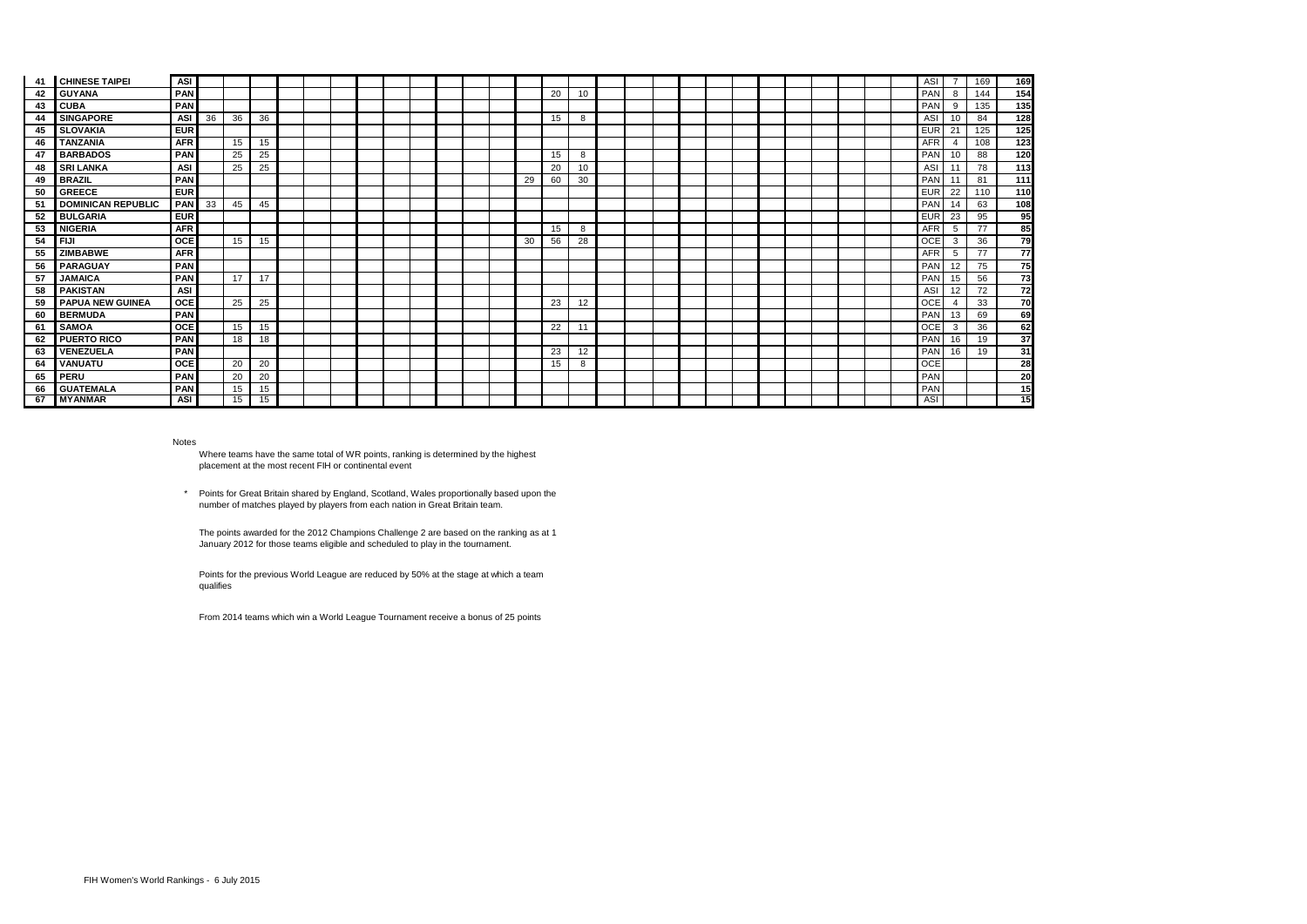| | | | | | | | | | | | | | | | | | | | | | | | | | | | | | | | | | |
|---|---|---|---|---|---|---|---|---|---|---|---|---|---|---|---|---|---|---|---|---|---|---|---|---|---|---|---|---|---|---|---|---|---|
| 41 | **CHINESE TAIPEI** | **ASI** | | | | | | | | | | | | | | | | | | | | | | | | | | | | ASI | 7 | 169 | **169** |
| 42 | **GUYANA** | **PAN** | | | | | | | | | | | | | | 20 | 10 | | | | | | | | | | | | | PAN | 8 | 144 | **154** |
| 43 | **CUBA** | **PAN** | | | | | | | | | | | | | | | | | | | | | | | | | | | | PAN | 9 | 135 | **135** |
| 44 | **SINGAPORE** | **ASI** | 36 | 36 | 36 | | | | | | | | | | | 15 | 8 | | | | | | | | | | | | | ASI | 10 | 84 | **128** |
| 45 | **SLOVAKIA** | **EUR** | | | | | | | | | | | | | | | | | | | | | | | | | | | | EUR | 21 | 125 | **125** |
| 46 | **TANZANIA** | **AFR** | | 15 | 15 | | | | | | | | | | | | | | | | | | | | | | | | | AFR | 4 | 108 | **123** |
| 47 | **BARBADOS** | **PAN** | | 25 | 25 | | | | | | | | | | | 15 | 8 | | | | | | | | | | | | | PAN | 10 | 88 | **120** |
| 48 | **SRI LANKA** | **ASI** | | 25 | 25 | | | | | | | | | | | 20 | 10 | | | | | | | | | | | | | ASI | 11 | 78 | **113** |
| 49 | **BRAZIL** | **PAN** | | | | | | | | | | | | | 29 | 60 | 30 | | | | | | | | | | | | | PAN | 11 | 81 | **111** |
| 50 | **GREECE** | **EUR** | | | | | | | | | | | | | | | | | | | | | | | | | | | | EUR | 22 | 110 | **110** |
| 51 | **DOMINICAN REPUBLIC** | **PAN** | 33 | 45 | 45 | | | | | | | | | | | | | | | | | | | | | | | | | PAN | 14 | 63 | **108** |
| 52 | **BULGARIA** | **EUR** | | | | | | | | | | | | | | | | | | | | | | | | | | | | EUR | 23 | 95 | **95** |
| 53 | **NIGERIA** | **AFR** | | | | | | | | | | | | | | 15 | 8 | | | | | | | | | | | | | AFR | 5 | 77 | **85** |
| 54 | **FIJI** | **OCE** | | 15 | 15 | | | | | | | | | | 30 | 56 | 28 | | | | | | | | | | | | | OCE | 3 | 36 | **79** |
| 55 | **ZIMBABWE** | **AFR** | | | | | | | | | | | | | | | | | | | | | | | | | | | | AFR | 5 | 77 | **77** |
| 56 | **PARAGUAY** | **PAN** | | | | | | | | | | | | | | | | | | | | | | | | | | | | PAN | 12 | 75 | **75** |
| 57 | **JAMAICA** | **PAN** | | 17 | 17 | | | | | | | | | | | | | | | | | | | | | | | | | PAN | 15 | 56 | **73** |
| 58 | **PAKISTAN** | **ASI** | | | | | | | | | | | | | | | | | | | | | | | | | | | | ASI | 12 | 72 | **72** |
| 59 | **PAPUA NEW GUINEA** | **OCE** | | 25 | 25 | | | | | | | | | | | 23 | 12 | | | | | | | | | | | | | OCE | 4 | 33 | **70** |
| 60 | **BERMUDA** | **PAN** | | | | | | | | | | | | | | | | | | | | | | | | | | | | PAN | 13 | 69 | **69** |
| 61 | **SAMOA** | **OCE** | | 15 | 15 | | | | | | | | | | | 22 | 11 | | | | | | | | | | | | | OCE | 3 | 36 | **62** |
| 62 | **PUERTO RICO** | **PAN** | | 18 | 18 | | | | | | | | | | | | | | | | | | | | | | | | | PAN | 16 | 19 | **37** |
| 63 | **VENEZUELA** | **PAN** | | | | | | | | | | | | | | 23 | 12 | | | | | | | | | | | | | PAN | 16 | 19 | **31** |
| 64 | **VANUATU** | **OCE** | | 20 | 20 | | | | | | | | | | | 15 | 8 | | | | | | | | | | | | | OCE | | | **28** |
| 65 | **PERU** | **PAN** | | 20 | 20 | | | | | | | | | | | | | | | | | | | | | | | | | PAN | | | **20** |
| 66 | **GUATEMALA** | **PAN** | | 15 | 15 | | | | | | | | | | | | | | | | | | | | | | | | | PAN | | | **15** |
| 67 | **MYANMAR** | **ASI** | | 15 | 15 | | | | | | | | | | | | | | | | | | | | | | | | | ASI | | | **15** |

Notes

Where teams have the same total of WR points, ranking is determined by the highest placement at the most recent FIH or continental event

\* Points for Great Britain shared by England, Scotland, Wales proportionally based upon the number of matches played by players from each nation in Great Britain team.

The points awarded for the 2012 Champions Challenge 2 are based on the ranking as at 1 January 2012 for those teams eligible and scheduled to play in the tournament.

Points for the previous World League are reduced by 50% at the stage at which a team qualifies

From 2014 teams which win a World League Tournament receive a bonus of 25 points

FIH Women's World Rankings - 6 July 2015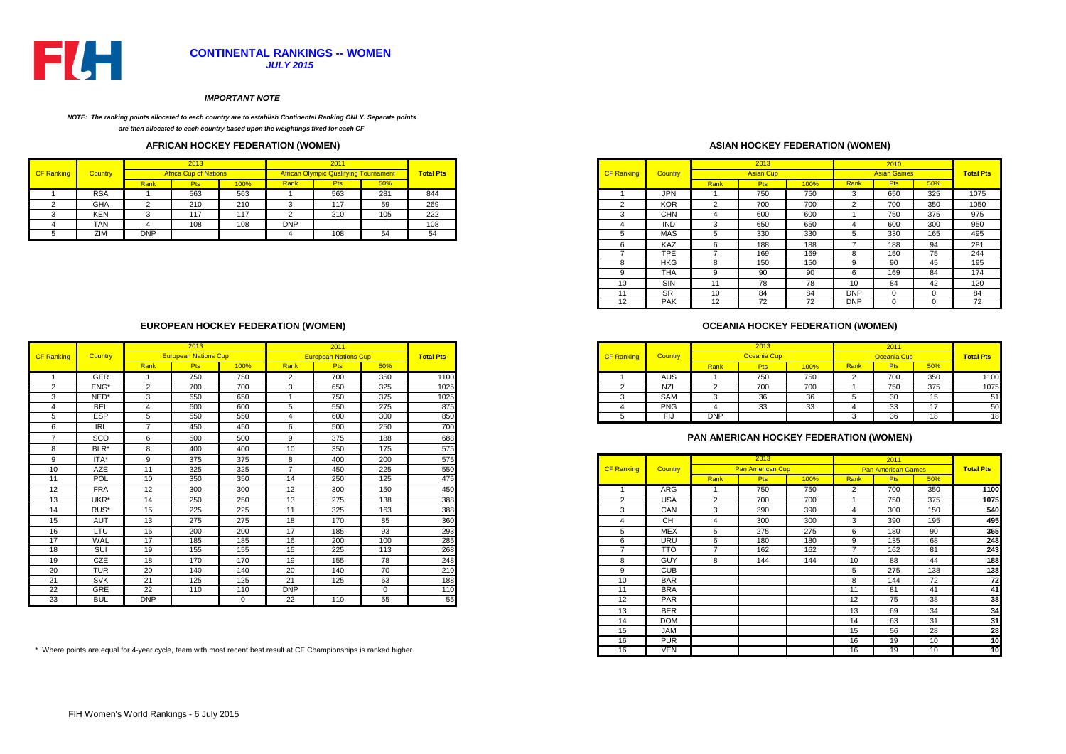# CONTINENTAL RANKINGS -- WOMEN

***JULY 2015***

***IMPORTANT NOTE***

***NOTE: The ranking points allocated to each country are to establish Continental Ranking ONLY. Separate points are then allocated to each country based upon the weightings fixed for each CF***

## AFRICAN HOCKEY FEDERATION (WOMEN)

| CF Ranking | Country | 2013 Africa Cup of Nations | | | 2011 African Olympic Qualifying Tournament | | | Total Pts |
|---|---|---|---|---|---|---|---|---|
| | | Rank | Pts | 100% | Rank | Pts | 50% | |
| 1 | RSA | 1 | 563 | 563 | 1 | 563 | 281 | 844 |
| 2 | GHA | 2 | 210 | 210 | 3 | 117 | 59 | 269 |
| 3 | KEN | 3 | 117 | 117 | 2 | 210 | 105 | 222 |
| 4 | TAN | 4 | 108 | 108 | DNP | | | 108 |
| 5 | ZIM | DNP | | | 4 | 108 | 54 | 54 |

## ASIAN HOCKEY FEDERATION (WOMEN)

| CF Ranking | Country | 2013 Asian Cup | | | 2010 Asian Games | | | Total Pts |
|---|---|---|---|---|---|---|---|---|
| | | Rank | Pts | 100% | Rank | Pts | 50% | |
| 1 | JPN | 1 | 750 | 750 | 3 | 650 | 325 | 1075 |
| 2 | KOR | 2 | 700 | 700 | 2 | 700 | 350 | 1050 |
| 3 | CHN | 4 | 600 | 600 | 1 | 750 | 375 | 975 |
| 4 | IND | 3 | 650 | 650 | 4 | 600 | 300 | 950 |
| 5 | MAS | 5 | 330 | 330 | 5 | 330 | 165 | 495 |
| 6 | KAZ | 6 | 188 | 188 | 7 | 188 | 94 | 281 |
| 7 | TPE | 7 | 169 | 169 | 8 | 150 | 75 | 244 |
| 8 | HKG | 8 | 150 | 150 | 9 | 90 | 45 | 195 |
| 9 | THA | 9 | 90 | 90 | 6 | 169 | 84 | 174 |
| 10 | SIN | 11 | 78 | 78 | 10 | 84 | 42 | 120 |
| 11 | SRI | 10 | 84 | 84 | DNP | 0 | 0 | 84 |
| 12 | PAK | 12 | 72 | 72 | DNP | 0 | 0 | 72 |

## EUROPEAN HOCKEY FEDERATION (WOMEN)

| CF Ranking | Country | 2013 European Nations Cup | | | 2011 European Nations Cup | | | Total Pts |
|---|---|---|---|---|---|---|---|---|
| | | Rank | Pts | 100% | Rank | Pts | 50% | |
| 1 | GER | 1 | 750 | 750 | 2 | 700 | 350 | 1100 |
| 2 | ENG* | 2 | 700 | 700 | 3 | 650 | 325 | 1025 |
| 3 | NED* | 3 | 650 | 650 | 1 | 750 | 375 | 1025 |
| 4 | BEL | 4 | 600 | 600 | 5 | 550 | 275 | 875 |
| 5 | ESP | 5 | 550 | 550 | 4 | 600 | 300 | 850 |
| 6 | IRL | 7 | 450 | 450 | 6 | 500 | 250 | 700 |
| 7 | SCO | 6 | 500 | 500 | 9 | 375 | 188 | 688 |
| 8 | BLR* | 8 | 400 | 400 | 10 | 350 | 175 | 575 |
| 9 | ITA* | 9 | 375 | 375 | 8 | 400 | 200 | 575 |
| 10 | AZE | 11 | 325 | 325 | 7 | 450 | 225 | 550 |
| 11 | POL | 10 | 350 | 350 | 14 | 250 | 125 | 475 |
| 12 | FRA | 12 | 300 | 300 | 12 | 300 | 150 | 450 |
| 13 | UKR* | 14 | 250 | 250 | 13 | 275 | 138 | 388 |
| 14 | RUS* | 15 | 225 | 225 | 11 | 325 | 163 | 388 |
| 15 | AUT | 13 | 275 | 275 | 18 | 170 | 85 | 360 |
| 16 | LTU | 16 | 200 | 200 | 17 | 185 | 93 | 293 |
| 17 | WAL | 17 | 185 | 185 | 16 | 200 | 100 | 285 |
| 18 | SUI | 19 | 155 | 155 | 15 | 225 | 113 | 268 |
| 19 | CZE | 18 | 170 | 170 | 19 | 155 | 78 | 248 |
| 20 | TUR | 20 | 140 | 140 | 20 | 140 | 70 | 210 |
| 21 | SVK | 21 | 125 | 125 | 21 | 125 | 63 | 188 |
| 22 | GRE | 22 | 110 | 110 | DNP | | 0 | 110 |
| 23 | BUL | DNP | | 0 | 22 | 110 | 55 | 55 |

\* Where points are equal for 4-year cycle, team with most recent best result at CF Championships is ranked higher.

## OCEANIA HOCKEY FEDERATION (WOMEN)

| CF Ranking | Country | 2013 Oceania Cup | | | 2011 Oceania Cup | | | Total Pts |
|---|---|---|---|---|---|---|---|---|
| | | Rank | Pts | 100% | Rank | Pts | 50% | |
| 1 | AUS | 1 | 750 | 750 | 2 | 700 | 350 | 1100 |
| 2 | NZL | 2 | 700 | 700 | 1 | 750 | 375 | 1075 |
| 3 | SAM | 3 | 36 | 36 | 5 | 30 | 15 | 51 |
| 4 | PNG | 4 | 33 | 33 | 4 | 33 | 17 | 50 |
| 5 | FIJ | DNP | | | 3 | 36 | 18 | 18 |

## PAN AMERICAN HOCKEY FEDERATION (WOMEN)

| CF Ranking | Country | 2013 Pan American Cup | | | 2011 Pan American Games | | | Total Pts |
|---|---|---|---|---|---|---|---|---|
| | | Rank | Pts | 100% | Rank | Pts | 50% | |
| 1 | ARG | 1 | 750 | 750 | 2 | 700 | 350 | **1100** |
| 2 | USA | 2 | 700 | 700 | 1 | 750 | 375 | **1075** |
| 3 | CAN | 3 | 390 | 390 | 4 | 300 | 150 | **540** |
| 4 | CHI | 4 | 300 | 300 | 3 | 390 | 195 | **495** |
| 5 | MEX | 5 | 275 | 275 | 6 | 180 | 90 | **365** |
| 6 | URU | 6 | 180 | 180 | 9 | 135 | 68 | **248** |
| 7 | TTO | 7 | 162 | 162 | 7 | 162 | 81 | **243** |
| 8 | GUY | 8 | 144 | 144 | 10 | 88 | 44 | **188** |
| 9 | CUB | | | | 5 | 275 | 138 | **138** |
| 10 | BAR | | | | 8 | 144 | 72 | **72** |
| 11 | BRA | | | | 11 | 81 | 41 | **41** |
| 12 | PAR | | | | 12 | 75 | 38 | **38** |
| 13 | BER | | | | 13 | 69 | 34 | **34** |
| 14 | DOM | | | | 14 | 63 | 31 | **31** |
| 15 | JAM | | | | 15 | 56 | 28 | **28** |
| 16 | PUR | | | | 16 | 19 | 10 | **10** |
| 16 | VEN | | | | 16 | 19 | 10 | **10** |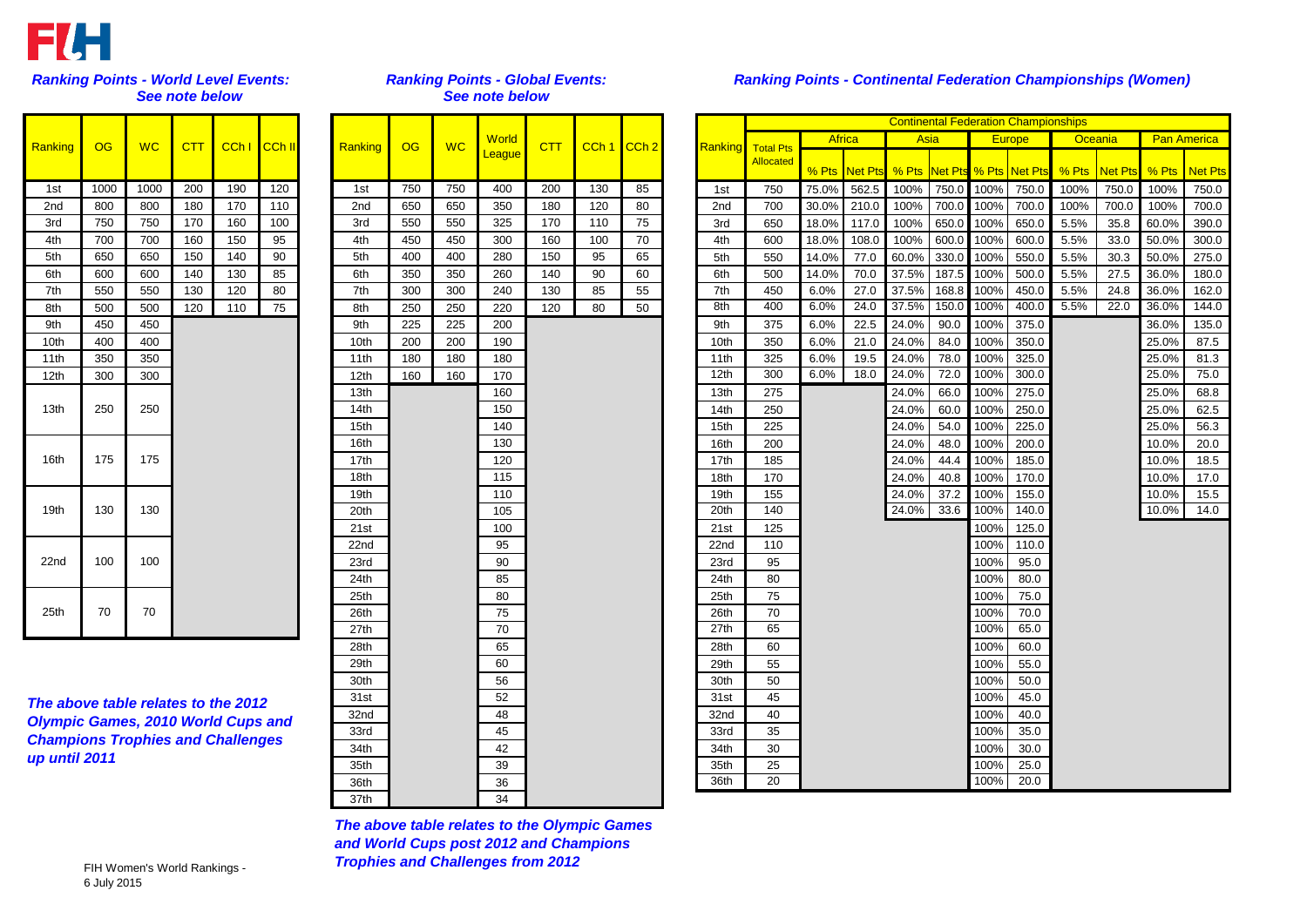FIH

### *Ranking Points - World Level Events: See note below*

| Ranking | OG | WC | CTT | CCh I | CCh II |
|---|---|---|---|---|---|
| 1st | 1000 | 1000 | 200 | 190 | 120 |
| 2nd | 800 | 800 | 180 | 170 | 110 |
| 3rd | 750 | 750 | 170 | 160 | 100 |
| 4th | 700 | 700 | 160 | 150 | 95 |
| 5th | 650 | 650 | 150 | 140 | 90 |
| 6th | 600 | 600 | 140 | 130 | 85 |
| 7th | 550 | 550 | 130 | 120 | 80 |
| 8th | 500 | 500 | 120 | 110 | 75 |
| 9th | 450 | 450 | | | |
| 10th | 400 | 400 | | | |
| 11th | 350 | 350 | | | |
| 12th | 300 | 300 | | | |
| 13th | 250 | 250 | | | |
| 16th | 175 | 175 | | | |
| 19th | 130 | 130 | | | |
| 22nd | 100 | 100 | | | |
| 25th | 70 | 70 | | | |

***The above table relates to the 2012 Olympic Games, 2010 World Cups and Champions Trophies and Challenges up until 2011***

### *Ranking Points - Global Events: See note below*

| Ranking | OG | WC | World League | CTT | CCh 1 | CCh 2 |
|---|---|---|---|---|---|---|
| 1st | 750 | 750 | 400 | 200 | 130 | 85 |
| 2nd | 650 | 650 | 350 | 180 | 120 | 80 |
| 3rd | 550 | 550 | 325 | 170 | 110 | 75 |
| 4th | 450 | 450 | 300 | 160 | 100 | 70 |
| 5th | 400 | 400 | 280 | 150 | 95 | 65 |
| 6th | 350 | 350 | 260 | 140 | 90 | 60 |
| 7th | 300 | 300 | 240 | 130 | 85 | 55 |
| 8th | 250 | 250 | 220 | 120 | 80 | 50 |
| 9th | 225 | 225 | 200 | | | |
| 10th | 200 | 200 | 190 | | | |
| 11th | 180 | 180 | 180 | | | |
| 12th | 160 | 160 | 170 | | | |
| 13th | | | 160 | | | |
| 14th | | | 150 | | | |
| 15th | | | 140 | | | |
| 16th | | | 130 | | | |
| 17th | | | 120 | | | |
| 18th | | | 115 | | | |
| 19th | | | 110 | | | |
| 20th | | | 105 | | | |
| 21st | | | 100 | | | |
| 22nd | | | 95 | | | |
| 23rd | | | 90 | | | |
| 24th | | | 85 | | | |
| 25th | | | 80 | | | |
| 26th | | | 75 | | | |
| 27th | | | 70 | | | |
| 28th | | | 65 | | | |
| 29th | | | 60 | | | |
| 30th | | | 56 | | | |
| 31st | | | 52 | | | |
| 32nd | | | 48 | | | |
| 33rd | | | 45 | | | |
| 34th | | | 42 | | | |
| 35th | | | 39 | | | |
| 36th | | | 36 | | | |
| 37th | | | 34 | | | |

***The above table relates to the Olympic Games and World Cups post 2012 and Champions Trophies and Challenges from 2012***

### *Ranking Points - Continental Federation Championships (Women)*

| | | Continental Federation Championships | | | | | | | | | |
|---|---|---|---|---|---|---|---|---|---|---|---|
| Ranking | Total Pts Allocated | Africa | | Asia | | Europe | | Oceania | | Pan America | |
| | | % Pts | Net Pts | % Pts | Net Pts | % Pts | Net Pts | % Pts | Net Pts | % Pts | Net Pts |
| 1st | 750 | 75.0% | 562.5 | 100% | 750.0 | 100% | 750.0 | 100% | 750.0 | 100% | 750.0 |
| 2nd | 700 | 30.0% | 210.0 | 100% | 700.0 | 100% | 700.0 | 100% | 700.0 | 100% | 700.0 |
| 3rd | 650 | 18.0% | 117.0 | 100% | 650.0 | 100% | 650.0 | 5.5% | 35.8 | 60.0% | 390.0 |
| 4th | 600 | 18.0% | 108.0 | 100% | 600.0 | 100% | 600.0 | 5.5% | 33.0 | 50.0% | 300.0 |
| 5th | 550 | 14.0% | 77.0 | 60.0% | 330.0 | 100% | 550.0 | 5.5% | 30.3 | 50.0% | 275.0 |
| 6th | 500 | 14.0% | 70.0 | 37.5% | 187.5 | 100% | 500.0 | 5.5% | 27.5 | 36.0% | 180.0 |
| 7th | 450 | 6.0% | 27.0 | 37.5% | 168.8 | 100% | 450.0 | 5.5% | 24.8 | 36.0% | 162.0 |
| 8th | 400 | 6.0% | 24.0 | 37.5% | 150.0 | 100% | 400.0 | 5.5% | 22.0 | 36.0% | 144.0 |
| 9th | 375 | 6.0% | 22.5 | 24.0% | 90.0 | 100% | 375.0 | | | 36.0% | 135.0 |
| 10th | 350 | 6.0% | 21.0 | 24.0% | 84.0 | 100% | 350.0 | | | 25.0% | 87.5 |
| 11th | 325 | 6.0% | 19.5 | 24.0% | 78.0 | 100% | 325.0 | | | 25.0% | 81.3 |
| 12th | 300 | 6.0% | 18.0 | 24.0% | 72.0 | 100% | 300.0 | | | 25.0% | 75.0 |
| 13th | 275 | | | 24.0% | 66.0 | 100% | 275.0 | | | 25.0% | 68.8 |
| 14th | 250 | | | 24.0% | 60.0 | 100% | 250.0 | | | 25.0% | 62.5 |
| 15th | 225 | | | 24.0% | 54.0 | 100% | 225.0 | | | 25.0% | 56.3 |
| 16th | 200 | | | 24.0% | 48.0 | 100% | 200.0 | | | 10.0% | 20.0 |
| 17th | 185 | | | 24.0% | 44.4 | 100% | 185.0 | | | 10.0% | 18.5 |
| 18th | 170 | | | 24.0% | 40.8 | 100% | 170.0 | | | 10.0% | 17.0 |
| 19th | 155 | | | 24.0% | 37.2 | 100% | 155.0 | | | 10.0% | 15.5 |
| 20th | 140 | | | 24.0% | 33.6 | 100% | 140.0 | | | 10.0% | 14.0 |
| 21st | 125 | | | | | 100% | 125.0 | | | | |
| 22nd | 110 | | | | | 100% | 110.0 | | | | |
| 23rd | 95 | | | | | 100% | 95.0 | | | | |
| 24th | 80 | | | | | 100% | 80.0 | | | | |
| 25th | 75 | | | | | 100% | 75.0 | | | | |
| 26th | 70 | | | | | 100% | 70.0 | | | | |
| 27th | 65 | | | | | 100% | 65.0 | | | | |
| 28th | 60 | | | | | 100% | 60.0 | | | | |
| 29th | 55 | | | | | 100% | 55.0 | | | | |
| 30th | 50 | | | | | 100% | 50.0 | | | | |
| 31st | 45 | | | | | 100% | 45.0 | | | | |
| 32nd | 40 | | | | | 100% | 40.0 | | | | |
| 33rd | 35 | | | | | 100% | 35.0 | | | | |
| 34th | 30 | | | | | 100% | 30.0 | | | | |
| 35th | 25 | | | | | 100% | 25.0 | | | | |
| 36th | 20 | | | | | 100% | 20.0 | | | | |

FIH Women's World Rankings - 6 July 2015